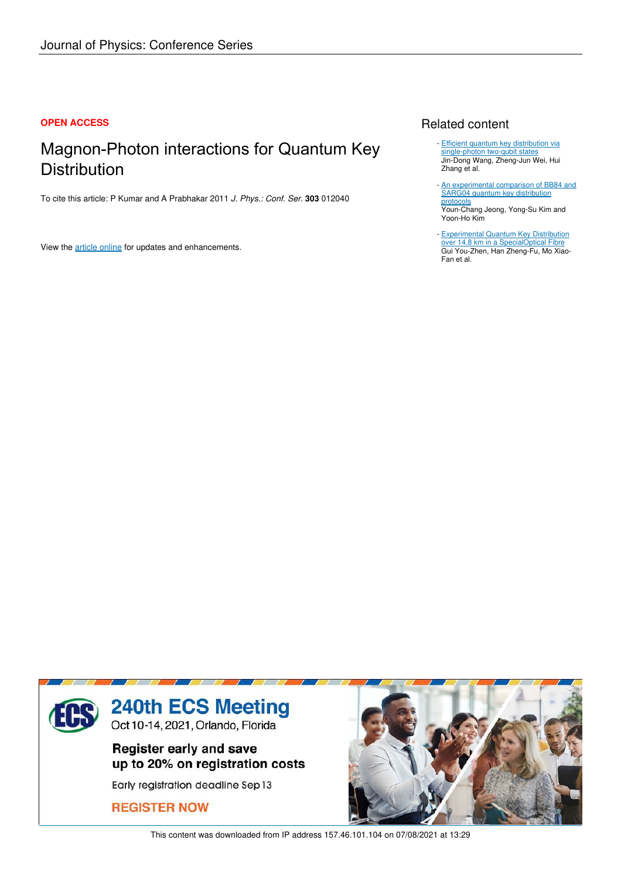Journal of Physics: Conference Series

**OPEN ACCESS**

# Magnon-Photon interactions for Quantum Key Distribution

To cite this article: P Kumar and A Prabhakar 2011 *J. Phys.: Conf. Ser.* **303** 012040

View the article online for updates and enhancements.

## Related content

- Efficient quantum key distribution via single-photon two-qubit states
  Jin-Dong Wang, Zheng-Jun Wei, Hui Zhang et al.
- An experimental comparison of BB84 and SARG04 quantum key distribution protocols
  Youn-Chang Jeong, Yong-Su Kim and Yoon-Ho Kim
- Experimental Quantum Key Distribution over 14.8 km in a SpecialOptical Fibre
  Gui You-Zhen, Han Zheng-Fu, Mo Xiao-Fan et al.

240th ECS Meeting
Oct 10-14, 2021, Orlando, Florida

Register early and save up to 20% on registration costs

Early registration deadline Sep 13

REGISTER NOW

This content was downloaded from IP address 157.46.101.104 on 07/08/2021 at 13:29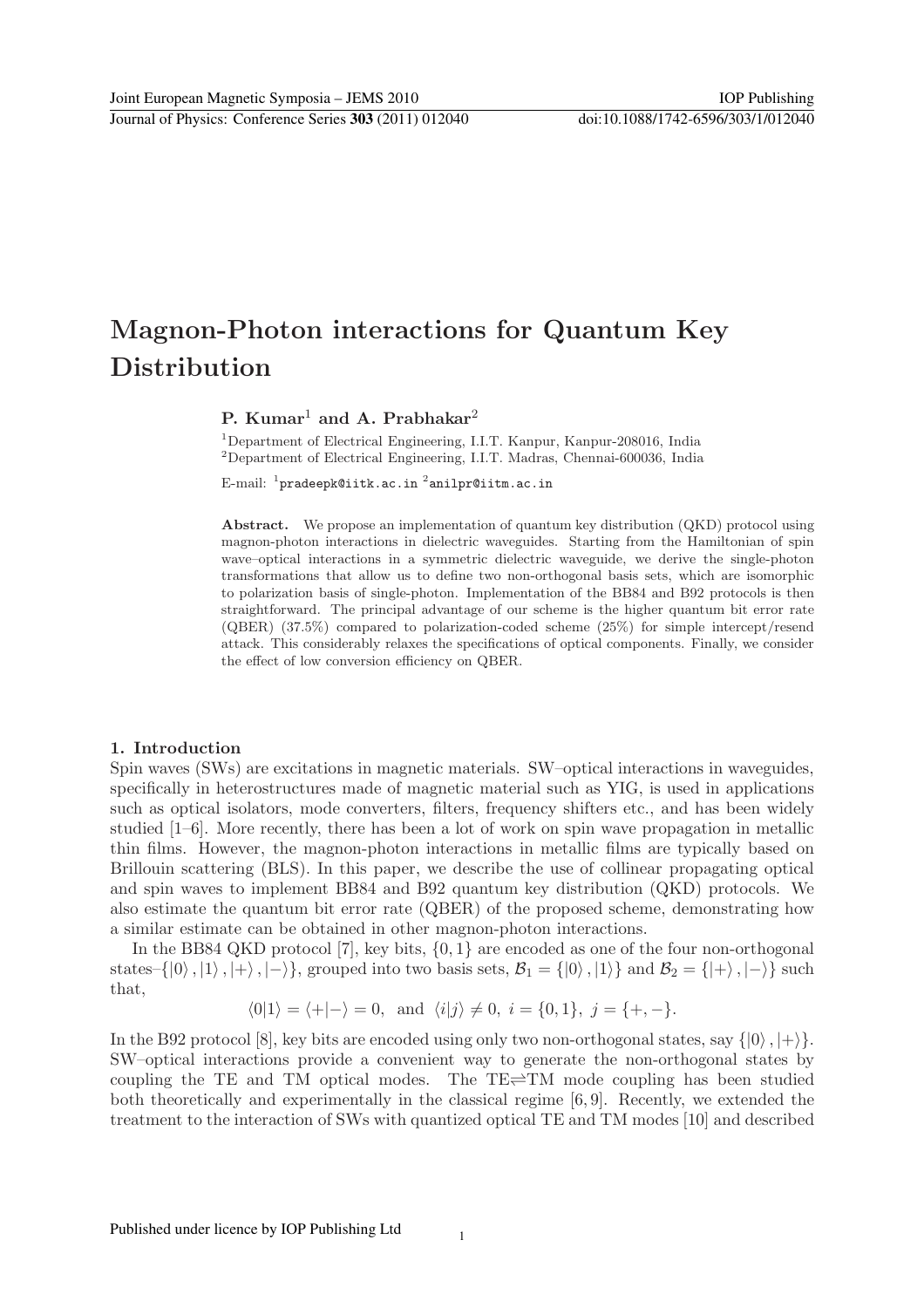# Magnon-Photon interactions for Quantum Key Distribution

**P. Kumar[1] and A. Prabhakar[2]**

[1]Department of Electrical Engineering, I.I.T. Kanpur, Kanpur-208016, India
[2]Department of Electrical Engineering, I.I.T. Madras, Chennai-600036, India

E-mail: [1]pradeepk@iitk.ac.in [2]anilpr@iitm.ac.in

**Abstract.** We propose an implementation of quantum key distribution (QKD) protocol using magnon-photon interactions in dielectric waveguides. Starting from the Hamiltonian of spin wave–optical interactions in a symmetric dielectric waveguide, we derive the single-photon transformations that allow us to define two non-orthogonal basis sets, which are isomorphic to polarization basis of single-photon. Implementation of the BB84 and B92 protocols is then straightforward. The principal advantage of our scheme is the higher quantum bit error rate (QBER) (37.5%) compared to polarization-coded scheme (25%) for simple intercept/resend attack. This considerably relaxes the specifications of optical components. Finally, we consider the effect of low conversion efficiency on QBER.

## 1. Introduction

Spin waves (SWs) are excitations in magnetic materials. SW–optical interactions in waveguides, specifically in heterostructures made of magnetic material such as YIG, is used in applications such as optical isolators, mode converters, filters, frequency shifters etc., and has been widely studied [1–6]. More recently, there has been a lot of work on spin wave propagation in metallic thin films. However, the magnon-photon interactions in metallic films are typically based on Brillouin scattering (BLS). In this paper, we describe the use of collinear propagating optical and spin waves to implement BB84 and B92 quantum key distribution (QKD) protocols. We also estimate the quantum bit error rate (QBER) of the proposed scheme, demonstrating how a similar estimate can be obtained in other magnon-photon interactions.

In the BB84 QKD protocol [7], key bits, $\{0, 1\}$ are encoded as one of the four non-orthogonal states–$\{|0\rangle, |1\rangle, |+\rangle, |-\rangle\}$, grouped into two basis sets, $\mathcal{B}_1 = \{|0\rangle, |1\rangle\}$ and $\mathcal{B}_2 = \{|+\rangle, |-\rangle\}$ such that,

$$\langle 0|1\rangle = \langle +|-\rangle = 0, \ \text{ and } \ \langle i|j\rangle \neq 0, \ i = \{0, 1\}, \ j = \{+, -\}.$$

In the B92 protocol [8], key bits are encoded using only two non-orthogonal states, say $\{|0\rangle, |+\rangle\}$. SW–optical interactions provide a convenient way to generate the non-orthogonal states by coupling the TE and TM optical modes. The TE$\rightleftharpoons$TM mode coupling has been studied both theoretically and experimentally in the classical regime [6, 9]. Recently, we extended the treatment to the interaction of SWs with quantized optical TE and TM modes [10] and described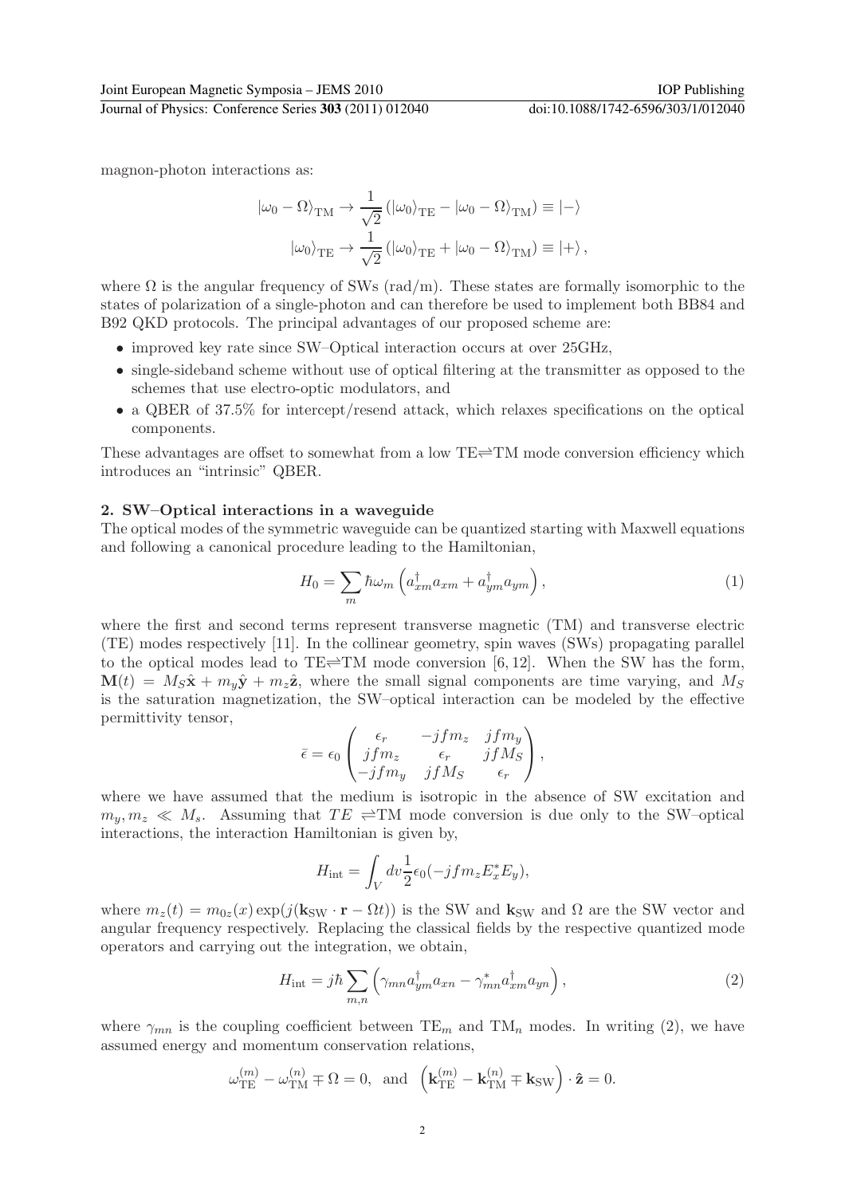magnon-photon interactions as:

$$
|\omega_0 - \Omega\rangle_{\rm TM} \rightarrow \frac{1}{\sqrt{2}}\left(|\omega_0\rangle_{\rm TE} - |\omega_0 - \Omega\rangle_{\rm TM}\right) \equiv |-\rangle
$$

$$
|\omega_0\rangle_{\rm TE} \rightarrow \frac{1}{\sqrt{2}}\left(|\omega_0\rangle_{\rm TE} + |\omega_0 - \Omega\rangle_{\rm TM}\right) \equiv |+\rangle\,,
$$

where $\Omega$ is the angular frequency of SWs (rad/m). These states are formally isomorphic to the states of polarization of a single-photon and can therefore be used to implement both BB84 and B92 QKD protocols. The principal advantages of our proposed scheme are:

- improved key rate since SW–Optical interaction occurs at over 25GHz,
- single-sideband scheme without use of optical filtering at the transmitter as opposed to the schemes that use electro-optic modulators, and
- a QBER of 37.5% for intercept/resend attack, which relaxes specifications on the optical components.

These advantages are offset to somewhat from a low TE$\rightleftharpoons$TM mode conversion efficiency which introduces an "intrinsic" QBER.

## 2. SW–Optical interactions in a waveguide

The optical modes of the symmetric waveguide can be quantized starting with Maxwell equations and following a canonical procedure leading to the Hamiltonian,

$$
H_0 = \sum_m \hbar\omega_m \left(a^\dagger_{xm}a_{xm} + a^\dagger_{ym}a_{ym}\right), \tag{1}
$$

where the first and second terms represent transverse magnetic (TM) and transverse electric (TE) modes respectively [11]. In the collinear geometry, spin waves (SWs) propagating parallel to the optical modes lead to TE$\rightleftharpoons$TM mode conversion [6, 12]. When the SW has the form, $\mathbf{M}(t) = M_S\hat{\mathbf{x}} + m_y\hat{\mathbf{y}} + m_z\hat{\mathbf{z}}$, where the small signal components are time varying, and $M_S$ is the saturation magnetization, the SW–optical interaction can be modeled by the effective permittivity tensor,

$$
\bar{\epsilon} = \epsilon_0 \begin{pmatrix} \epsilon_r & -jfm_z & jfm_y \\ jfm_z & \epsilon_r & jfM_S \\ -jfm_y & jfM_S & \epsilon_r \end{pmatrix},
$$

where we have assumed that the medium is isotropic in the absence of SW excitation and $m_y, m_z \ll M_s$. Assuming that $TE$ $\rightleftharpoons$TM mode conversion is due only to the SW–optical interactions, the interaction Hamiltonian is given by,

$$
H_{\rm int} = \int_V dv \frac{1}{2}\epsilon_0(-jfm_z E^*_x E_y),
$$

where $m_z(t) = m_{0z}(x)\exp(j(\mathbf{k}_{\rm SW}\cdot\mathbf{r} - \Omega t))$ is the SW and $\mathbf{k}_{\rm SW}$ and $\Omega$ are the SW vector and angular frequency respectively. Replacing the classical fields by the respective quantized mode operators and carrying out the integration, we obtain,

$$
H_{\rm int} = j\hbar \sum_{m,n}\left(\gamma_{mn}a^\dagger_{ym}a_{xn} - \gamma^*_{mn}a^\dagger_{xm}a_{yn}\right), \tag{2}
$$

where $\gamma_{mn}$ is the coupling coefficient between TE$_m$ and TM$_n$ modes. In writing (2), we have assumed energy and momentum conservation relations,

$$
\omega^{(m)}_{\rm TE} - \omega^{(n)}_{\rm TM} \mp \Omega = 0, \;\; \text{and} \;\; \left(\mathbf{k}^{(m)}_{\rm TE} - \mathbf{k}^{(n)}_{\rm TM} \mp \mathbf{k}_{\rm SW}\right)\cdot\hat{\mathbf{z}} = 0.
$$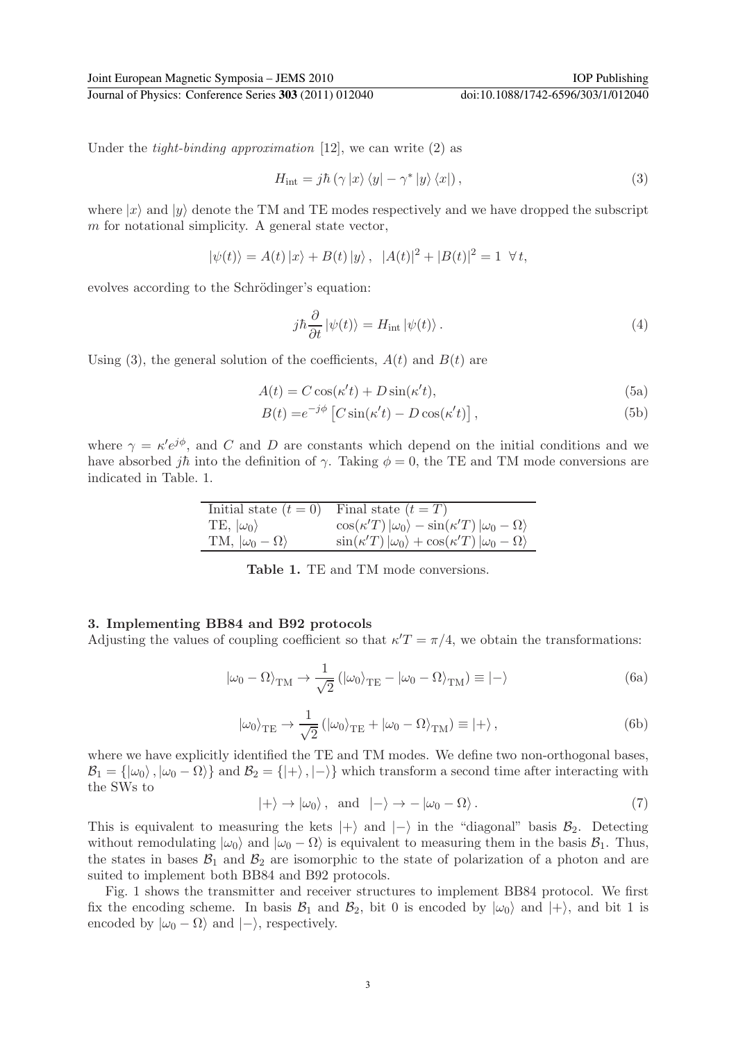Under the *tight-binding approximation* [12], we can write (2) as

$$H_{\text{int}} = j\hbar \left( \gamma \left| x \right\rangle \left\langle y \right| - \gamma^* \left| y \right\rangle \left\langle x \right| \right), \tag{3}$$

where $|x\rangle$ and $|y\rangle$ denote the TM and TE modes respectively and we have dropped the subscript $m$ for notational simplicity. A general state vector,

$$|\psi(t)\rangle = A(t)\,|x\rangle + B(t)\,|y\rangle\,, \;\; |A(t)|^2 + |B(t)|^2 = 1 \;\; \forall\, t,$$

evolves according to the Schrödinger's equation:

$$j\hbar \frac{\partial}{\partial t} |\psi(t)\rangle = H_{\text{int}}\, |\psi(t)\rangle\,. \tag{4}$$

Using (3), the general solution of the coefficients, $A(t)$ and $B(t)$ are

$$A(t) = C\cos(\kappa' t) + D\sin(\kappa' t), \tag{5a}$$

$$B(t) = e^{-j\phi}\left[C\sin(\kappa' t) - D\cos(\kappa' t)\right], \tag{5b}$$

where $\gamma = \kappa' e^{j\phi}$, and $C$ and $D$ are constants which depend on the initial conditions and we have absorbed $j\hbar$ into the definition of $\gamma$. Taking $\phi = 0$, the TE and TM mode conversions are indicated in Table. 1.

| Initial state $(t = 0)$ | Final state $(t = T)$ |
|---|---|
| TE, $\lvert\omega_0\rangle$ | $\cos(\kappa' T)\,\lvert\omega_0\rangle - \sin(\kappa' T)\,\lvert\omega_0 - \Omega\rangle$ |
| TM, $\lvert\omega_0 - \Omega\rangle$ | $\sin(\kappa' T)\,\lvert\omega_0\rangle + \cos(\kappa' T)\,\lvert\omega_0 - \Omega\rangle$ |

**Table 1.** TE and TM mode conversions.

## 3. Implementing BB84 and B92 protocols

Adjusting the values of coupling coefficient so that $\kappa' T = \pi/4$, we obtain the transformations:

$$|\omega_0 - \Omega\rangle_{\text{TM}} \rightarrow \frac{1}{\sqrt{2}}\left(|\omega_0\rangle_{\text{TE}} - |\omega_0 - \Omega\rangle_{\text{TM}}\right) \equiv |-\rangle \tag{6a}$$

$$|\omega_0\rangle_{\text{TE}} \rightarrow \frac{1}{\sqrt{2}}\left(|\omega_0\rangle_{\text{TE}} + |\omega_0 - \Omega\rangle_{\text{TM}}\right) \equiv |+\rangle\,, \tag{6b}$$

where we have explicitly identified the TE and TM modes. We define two non-orthogonal bases, $\mathcal{B}_1 = \{|\omega_0\rangle\,, |\omega_0 - \Omega\rangle\}$ and $\mathcal{B}_2 = \{|+\rangle\,, |-\rangle\}$ which transform a second time after interacting with the SWs to

$$|+\rangle \rightarrow |\omega_0\rangle\,, \;\; \text{and} \;\; |-\rangle \rightarrow -\,|\omega_0 - \Omega\rangle\,. \tag{7}$$

This is equivalent to measuring the kets $|+\rangle$ and $|-\rangle$ in the "diagonal" basis $\mathcal{B}_2$. Detecting without remodulating $|\omega_0\rangle$ and $|\omega_0 - \Omega\rangle$ is equivalent to measuring them in the basis $\mathcal{B}_1$. Thus, the states in bases $\mathcal{B}_1$ and $\mathcal{B}_2$ are isomorphic to the state of polarization of a photon and are suited to implement both BB84 and B92 protocols.

Fig. 1 shows the transmitter and receiver structures to implement BB84 protocol. We first fix the encoding scheme. In basis $\mathcal{B}_1$ and $\mathcal{B}_2$, bit 0 is encoded by $|\omega_0\rangle$ and $|+\rangle$, and bit 1 is encoded by $|\omega_0 - \Omega\rangle$ and $|-\rangle$, respectively.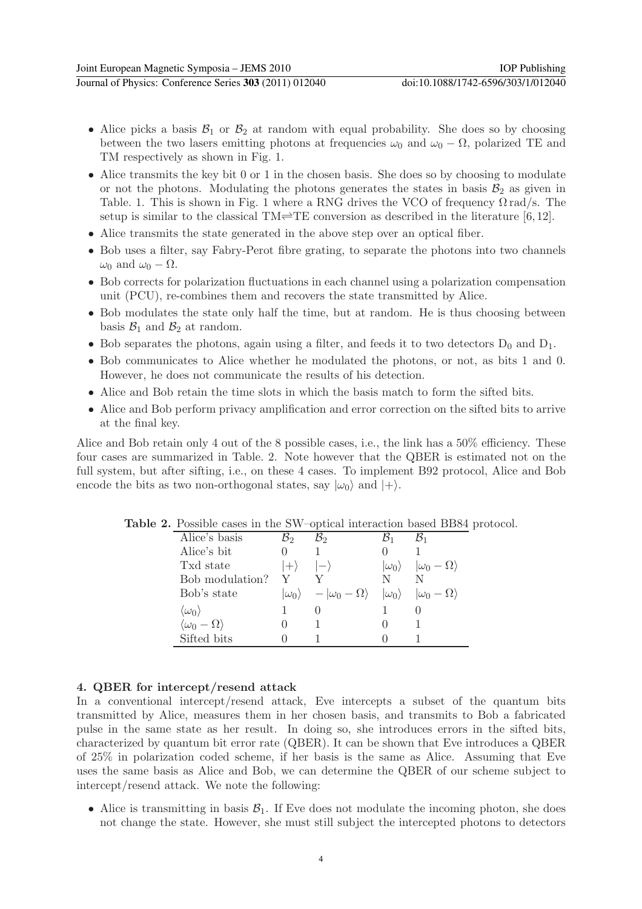- Alice picks a basis $\mathcal{B}_1$ or $\mathcal{B}_2$ at random with equal probability. She does so by choosing between the two lasers emitting photons at frequencies $\omega_0$ and $\omega_0 - \Omega$, polarized TE and TM respectively as shown in Fig. 1.
- Alice transmits the key bit 0 or 1 in the chosen basis. She does so by choosing to modulate or not the photons. Modulating the photons generates the states in basis $\mathcal{B}_2$ as given in Table. 1. This is shown in Fig. 1 where a RNG drives the VCO of frequency $\Omega$ rad/s. The setup is similar to the classical TM$\rightleftharpoons$TE conversion as described in the literature [6, 12].
- Alice transmits the state generated in the above step over an optical fiber.
- Bob uses a filter, say Fabry-Perot fibre grating, to separate the photons into two channels $\omega_0$ and $\omega_0 - \Omega$.
- Bob corrects for polarization fluctuations in each channel using a polarization compensation unit (PCU), re-combines them and recovers the state transmitted by Alice.
- Bob modulates the state only half the time, but at random. He is thus choosing between basis $\mathcal{B}_1$ and $\mathcal{B}_2$ at random.
- Bob separates the photons, again using a filter, and feeds it to two detectors $D_0$ and $D_1$.
- Bob communicates to Alice whether he modulated the photons, or not, as bits 1 and 0. However, he does not communicate the results of his detection.
- Alice and Bob retain the time slots in which the basis match to form the sifted bits.
- Alice and Bob perform privacy amplification and error correction on the sifted bits to arrive at the final key.

Alice and Bob retain only 4 out of the 8 possible cases, i.e., the link has a 50% efficiency. These four cases are summarized in Table. 2. Note however that the QBER is estimated not on the full system, but after sifting, i.e., on these 4 cases. To implement B92 protocol, Alice and Bob encode the bits as two non-orthogonal states, say $|\omega_0\rangle$ and $|+\rangle$.

**Table 2.** Possible cases in the SW–optical interaction based BB84 protocol.

| Alice's basis | $\mathcal{B}_2$ | $\mathcal{B}_2$ | $\mathcal{B}_1$ | $\mathcal{B}_1$ |
|---|---|---|---|---|
| Alice's bit | 0 | 1 | 0 | 1 |
| Txd state | $\|+\rangle$ | $\|-\rangle$ | $\|\omega_0\rangle$ | $\|\omega_0 - \Omega\rangle$ |
| Bob modulation? | Y | Y | N | N |
| Bob's state | $\|\omega_0\rangle$ | $-\|\omega_0 - \Omega\rangle$ | $\|\omega_0\rangle$ | $\|\omega_0 - \Omega\rangle$ |
| $\langle\omega_0\rangle$ | 1 | 0 | 1 | 0 |
| $\langle\omega_0 - \Omega\rangle$ | 0 | 1 | 0 | 1 |
| Sifted bits | 0 | 1 | 0 | 1 |

## 4. QBER for intercept/resend attack

In a conventional intercept/resend attack, Eve intercepts a subset of the quantum bits transmitted by Alice, measures them in her chosen basis, and transmits to Bob a fabricated pulse in the same state as her result. In doing so, she introduces errors in the sifted bits, characterized by quantum bit error rate (QBER). It can be shown that Eve introduces a QBER of 25% in polarization coded scheme, if her basis is the same as Alice. Assuming that Eve uses the same basis as Alice and Bob, we can determine the QBER of our scheme subject to intercept/resend attack. We note the following:

- Alice is transmitting in basis $\mathcal{B}_1$. If Eve does not modulate the incoming photon, she does not change the state. However, she must still subject the intercepted photons to detectors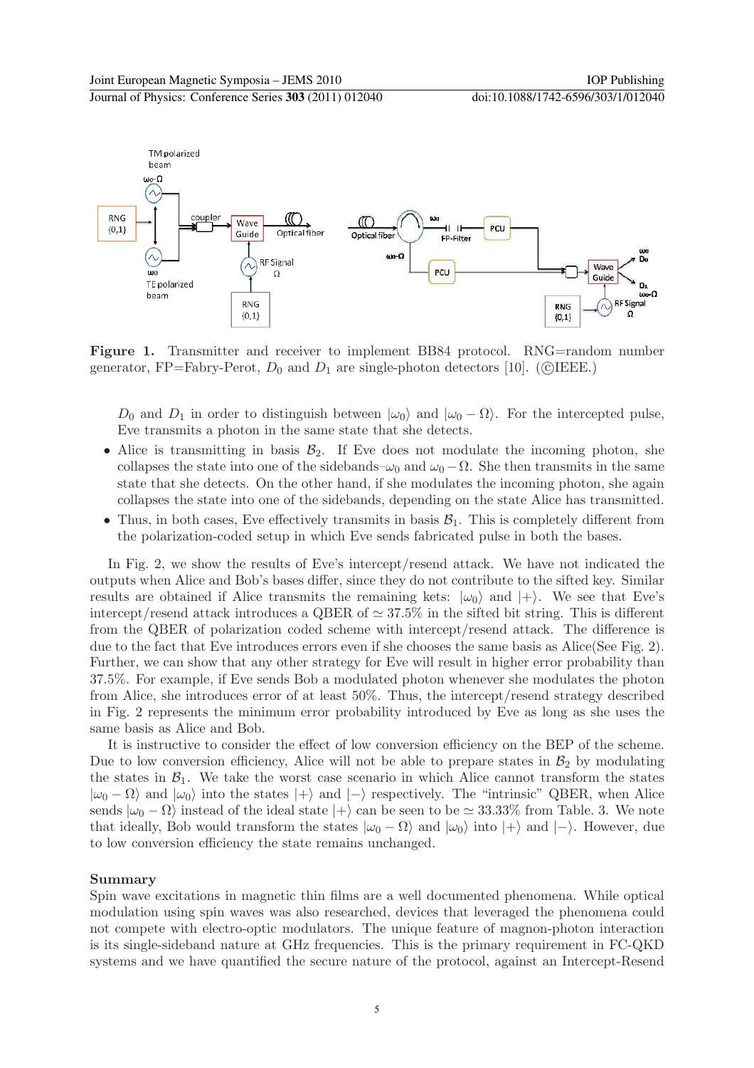**Figure 1.** Transmitter and receiver to implement BB84 protocol. RNG=random number generator, FP=Fabry-Perot, $D_0$ and $D_1$ are single-photon detectors [10]. (©IEEE.)

$D_0$ and $D_1$ in order to distinguish between $|\omega_0\rangle$ and $|\omega_0 - \Omega\rangle$. For the intercepted pulse, Eve transmits a photon in the same state that she detects.

- Alice is transmitting in basis $\mathcal{B}_2$. If Eve does not modulate the incoming photon, she collapses the state into one of the sidebands–$\omega_0$ and $\omega_0 - \Omega$. She then transmits in the same state that she detects. On the other hand, if she modulates the incoming photon, she again collapses the state into one of the sidebands, depending on the state Alice has transmitted.
- Thus, in both cases, Eve effectively transmits in basis $\mathcal{B}_1$. This is completely different from the polarization-coded setup in which Eve sends fabricated pulse in both the bases.

In Fig. 2, we show the results of Eve's intercept/resend attack. We have not indicated the outputs when Alice and Bob's bases differ, since they do not contribute to the sifted key. Similar results are obtained if Alice transmits the remaining kets: $|\omega_0\rangle$ and $|+\rangle$. We see that Eve's intercept/resend attack introduces a QBER of $\simeq 37.5\%$ in the sifted bit string. This is different from the QBER of polarization coded scheme with intercept/resend attack. The difference is due to the fact that Eve introduces errors even if she chooses the same basis as Alice(See Fig. 2). Further, we can show that any other strategy for Eve will result in higher error probability than 37.5%. For example, if Eve sends Bob a modulated photon whenever she modulates the photon from Alice, she introduces error of at least 50%. Thus, the intercept/resend strategy described in Fig. 2 represents the minimum error probability introduced by Eve as long as she uses the same basis as Alice and Bob.

It is instructive to consider the effect of low conversion efficiency on the BEP of the scheme. Due to low conversion efficiency, Alice will not be able to prepare states in $\mathcal{B}_2$ by modulating the states in $\mathcal{B}_1$. We take the worst case scenario in which Alice cannot transform the states $|\omega_0 - \Omega\rangle$ and $|\omega_0\rangle$ into the states $|+\rangle$ and $|-\rangle$ respectively. The "intrinsic" QBER, when Alice sends $|\omega_0 - \Omega\rangle$ instead of the ideal state $|+\rangle$ can be seen to be $\simeq 33.33\%$ from Table. 3. We note that ideally, Bob would transform the states $|\omega_0 - \Omega\rangle$ and $|\omega_0\rangle$ into $|+\rangle$ and $|-\rangle$. However, due to low conversion efficiency the state remains unchanged.

**Summary**

Spin wave excitations in magnetic thin films are a well documented phenomena. While optical modulation using spin waves was also researched, devices that leveraged the phenomena could not compete with electro-optic modulators. The unique feature of magnon-photon interaction is its single-sideband nature at GHz frequencies. This is the primary requirement in FC-QKD systems and we have quantified the secure nature of the protocol, against an Intercept-Resend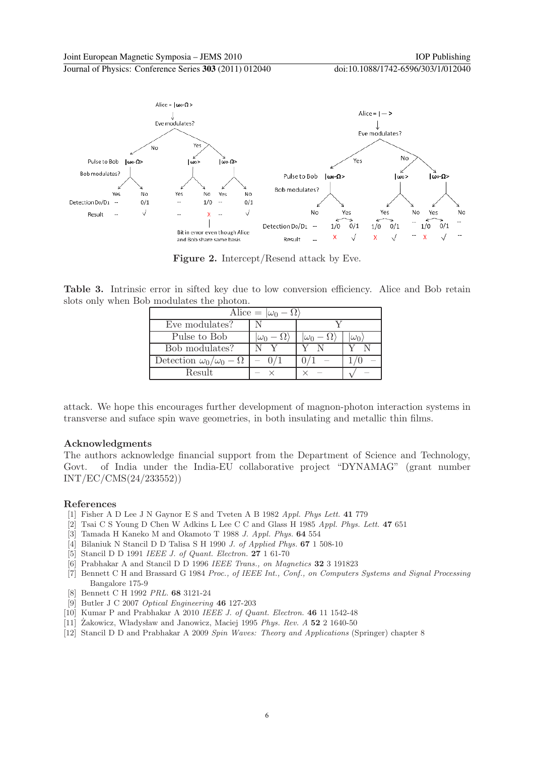Alice = $|\omega_0\text{-}\Omega\rangle$

Eve modulates?

No

Yes

Pulse to Bob $|\omega_0\text{-}\Omega\rangle$

$|\omega_0\rangle$

$|\omega_0\text{-}\Omega\rangle$

Bob modulates?

Yes No Yes No Yes No

Detection D0/D1 -- 0/1 -- 1/0 -- 0/1

Result -- √ -- X -- √

Bit in error even though Alice and Bob share same basis

Alice = $|-\rangle$

Eve modulates?

Yes

No

Pulse to Bob $|\omega_0\text{-}\Omega\rangle$

$|\omega_0\rangle$

$|\omega_0\text{-}\Omega\rangle$

Bob modulates?

No Yes Yes No Yes No

Detection D0/D1 -- 1/0 0/1 1/0 0/1 -- 1/0 0/1 --

Result -- X √ X √ -- X √ --

**Figure 2.** Intercept/Resend attack by Eve.

**Table 3.** Intrinsic error in sifted key due to low conversion efficiency. Alice and Bob retain slots only when Bob modulates the photon.

| Alice = $\lvert\omega_0 - \Omega\rangle$ | | |
|---|---|---|
| Eve modulates? | N | Y | |
| Pulse to Bob | $\lvert\omega_0 - \Omega\rangle$ | $\lvert\omega_0 - \Omega\rangle$ | $\lvert\omega_0\rangle$ |
| Bob modulates? | N Y | Y N | Y N |
| Detection $\omega_0/\omega_0 - \Omega$ | − 0/1 | 0/1 − | 1/0 − |
| Result | − × | × − | √ − |

attack. We hope this encourages further development of magnon-photon interaction systems in transverse and suface spin wave geometries, in both insulating and metallic thin films.

## Acknowledgments

The authors acknowledge financial support from the Department of Science and Technology, Govt. of India under the India-EU collaborative project "DYNAMAG" (grant number INT/EC/CMS(24/233552))

## References

[1] Fisher A D Lee J N Gaynor E S and Tveten A B 1982 *Appl. Phys Lett.* **41** 779

[2] Tsai C S Young D Chen W Adkins L Lee C C and Glass H 1985 *Appl. Phys. Lett.* **47** 651

[3] Tamada H Kaneko M and Okamoto T 1988 *J. Appl. Phys.* **64** 554

[4] Bilaniuk N Stancil D D Talisa S H 1990 *J. of Applied Phys.* **67** 1 508-10

[5] Stancil D D 1991 *IEEE J. of Quant. Electron.* **27** 1 61-70

[6] Prabhakar A and Stancil D D 1996 *IEEE Trans., on Magnetics* **32** 3 191823

[7] Bennett C H and Brassard G 1984 *Proc., of IEEE Int., Conf., on Computers Systems and Signal Processing* Bangalore 175-9

[8] Bennett C H 1992 *PRL.* **68** 3121-24

[9] Butler J C 2007 *Optical Engineering* **46** 127-203

[10] Kumar P and Prabhakar A 2010 *IEEE J. of Quant. Electron.* **46** 11 1542-48

[11] Żakowicz, Władysław and Janowicz, Maciej 1995 *Phys. Rev. A* **52** 2 1640-50

[12] Stancil D D and Prabhakar A 2009 *Spin Waves: Theory and Applications* (Springer) chapter 8